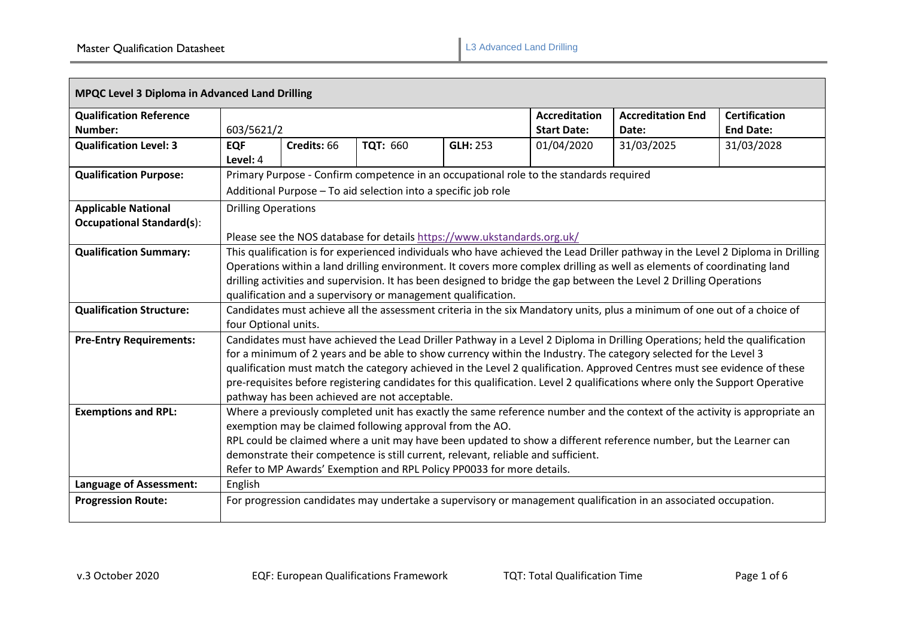| **MPQC Level 3 Diploma in Advanced Land Drilling** | | | | | | | |
|---|---|---|---|---|---|---|---|
| **Qualification Reference Number:** | 603/5621/2 | | | | **Accreditation Start Date:** | **Accreditation End Date:** | **Certification End Date:** |
| **Qualification Level: 3** | **EQF Level:** 4 | **Credits:** 66 | **TQT:** 660 | **GLH:** 253 | 01/04/2020 | 31/03/2025 | 31/03/2028 |
| **Qualification Purpose:** | Primary Purpose - Confirm competence in an occupational role to the standards required<br>Additional Purpose – To aid selection into a specific job role | | | | | | |
| **Applicable National Occupational Standard(s)**: | Drilling Operations<br><br>Please see the NOS database for details https://www.ukstandards.org.uk/ | | | | | | |
| **Qualification Summary:** | This qualification is for experienced individuals who have achieved the Lead Driller pathway in the Level 2 Diploma in Drilling Operations within a land drilling environment. It covers more complex drilling as well as elements of coordinating land drilling activities and supervision. It has been designed to bridge the gap between the Level 2 Drilling Operations qualification and a supervisory or management qualification. | | | | | | |
| **Qualification Structure:** | Candidates must achieve all the assessment criteria in the six Mandatory units, plus a minimum of one out of a choice of four Optional units. | | | | | | |
| **Pre-Entry Requirements:** | Candidates must have achieved the Lead Driller Pathway in a Level 2 Diploma in Drilling Operations; held the qualification for a minimum of 2 years and be able to show currency within the Industry. The category selected for the Level 3 qualification must match the category achieved in the Level 2 qualification. Approved Centres must see evidence of these pre-requisites before registering candidates for this qualification. Level 2 qualifications where only the Support Operative pathway has been achieved are not acceptable. | | | | | | |
| **Exemptions and RPL:** | Where a previously completed unit has exactly the same reference number and the context of the activity is appropriate an exemption may be claimed following approval from the AO.<br>RPL could be claimed where a unit may have been updated to show a different reference number, but the Learner can demonstrate their competence is still current, relevant, reliable and sufficient.<br>Refer to MP Awards' Exemption and RPL Policy PP0033 for more details. | | | | | | |
| **Language of Assessment:** | English | | | | | | |
| **Progression Route:** | For progression candidates may undertake a supervisory or management qualification in an associated occupation. | | | | | | |

EQF: European Qualifications Framework TQT: Total Qualification Time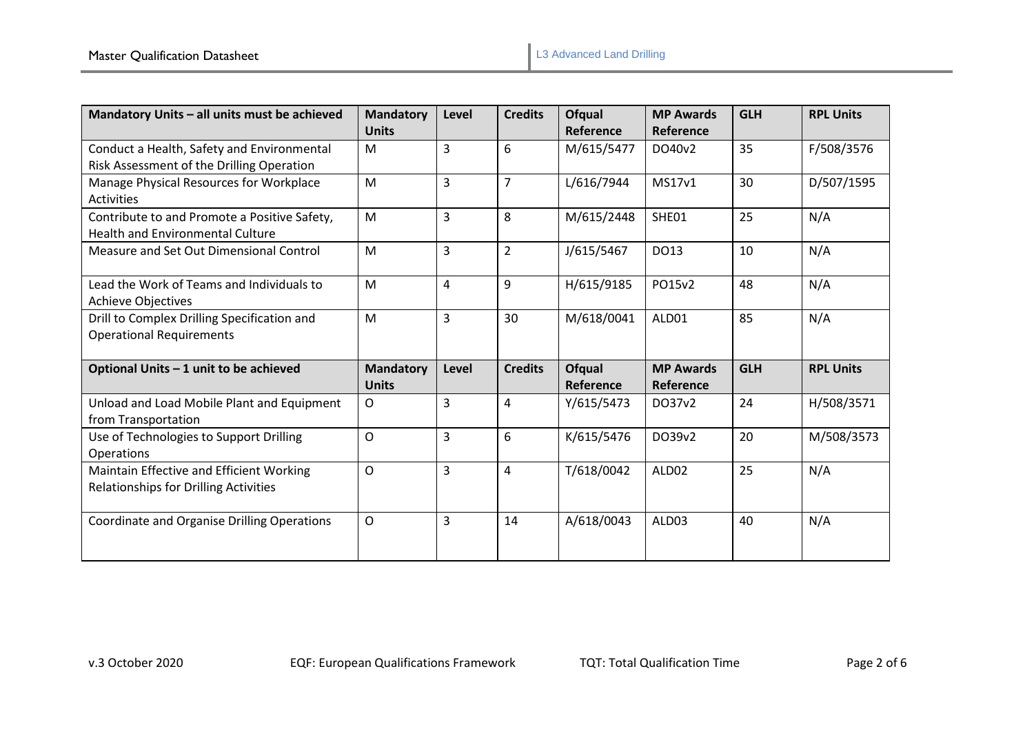| Mandatory Units – all units must be achieved | Mandatory Units | Level | Credits | Ofqual Reference | MP Awards Reference | GLH | RPL Units |
|---|---|---|---|---|---|---|---|
| Conduct a Health, Safety and Environmental Risk Assessment of the Drilling Operation | M | 3 | 6 | M/615/5477 | DO40v2 | 35 | F/508/3576 |
| Manage Physical Resources for Workplace Activities | M | 3 | 7 | L/616/7944 | MS17v1 | 30 | D/507/1595 |
| Contribute to and Promote a Positive Safety, Health and Environmental Culture | M | 3 | 8 | M/615/2448 | SHE01 | 25 | N/A |
| Measure and Set Out Dimensional Control | M | 3 | 2 | J/615/5467 | DO13 | 10 | N/A |
| Lead the Work of Teams and Individuals to Achieve Objectives | M | 4 | 9 | H/615/9185 | PO15v2 | 48 | N/A |
| Drill to Complex Drilling Specification and Operational Requirements | M | 3 | 30 | M/618/0041 | ALD01 | 85 | N/A |
| **Optional Units – 1 unit to be achieved** | **Mandatory Units** | **Level** | **Credits** | **Ofqual Reference** | **MP Awards Reference** | **GLH** | **RPL Units** |
| Unload and Load Mobile Plant and Equipment from Transportation | O | 3 | 4 | Y/615/5473 | DO37v2 | 24 | H/508/3571 |
| Use of Technologies to Support Drilling Operations | O | 3 | 6 | K/615/5476 | DO39v2 | 20 | M/508/3573 |
| Maintain Effective and Efficient Working Relationships for Drilling Activities | O | 3 | 4 | T/618/0042 | ALD02 | 25 | N/A |
| Coordinate and Organise Drilling Operations | O | 3 | 14 | A/618/0043 | ALD03 | 40 | N/A |

v.3 October 2020 EQF: European Qualifications Framework TQT: Total Qualification Time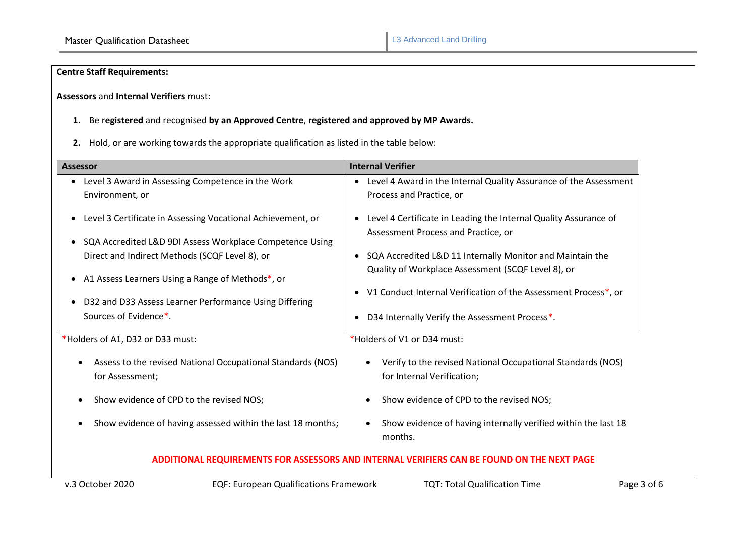**Centre Staff Requirements:**

**Assessors** and **Internal Verifiers** must:

1. Be r**egistered** and recognised **by an Approved Centre**, **registered and approved by MP Awards.**
2. Hold, or are working towards the appropriate qualification as listed in the table below:

| Assessor | Internal Verifier |
|---|---|
| • Level 3 Award in Assessing Competence in the Work Environment, or<br>• Level 3 Certificate in Assessing Vocational Achievement, or<br>• SQA Accredited L&D 9DI Assess Workplace Competence Using Direct and Indirect Methods (SCQF Level 8), or<br>• A1 Assess Learners Using a Range of Methods*, or<br>• D32 and D33 Assess Learner Performance Using Differing Sources of Evidence*. | • Level 4 Award in the Internal Quality Assurance of the Assessment Process and Practice, or<br>• Level 4 Certificate in Leading the Internal Quality Assurance of Assessment Process and Practice, or<br>• SQA Accredited L&D 11 Internally Monitor and Maintain the Quality of Workplace Assessment (SCQF Level 8), or<br>• V1 Conduct Internal Verification of the Assessment Process*, or<br>• D34 Internally Verify the Assessment Process*. |

*Holders of A1, D32 or D33 must:

- Assess to the revised National Occupational Standards (NOS) for Assessment;
- Show evidence of CPD to the revised NOS;
- Show evidence of having assessed within the last 18 months;

*Holders of V1 or D34 must:

- Verify to the revised National Occupational Standards (NOS) for Internal Verification;
- Show evidence of CPD to the revised NOS;
- Show evidence of having internally verified within the last 18 months.

**ADDITIONAL REQUIREMENTS FOR ASSESSORS AND INTERNAL VERIFIERS CAN BE FOUND ON THE NEXT PAGE**

v.3 October 2020 EQF: European Qualifications Framework TQT: Total Qualification Time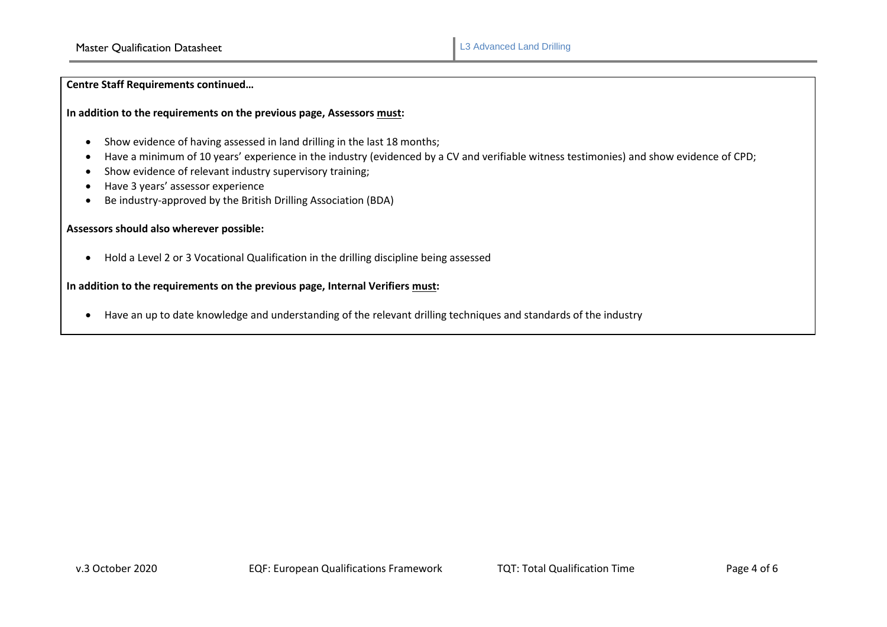**Centre Staff Requirements continued…**

**In addition to the requirements on the previous page, Assessors <u>must</u>:**

- Show evidence of having assessed in land drilling in the last 18 months;
- Have a minimum of 10 years' experience in the industry (evidenced by a CV and verifiable witness testimonies) and show evidence of CPD;
- Show evidence of relevant industry supervisory training;
- Have 3 years' assessor experience
- Be industry-approved by the British Drilling Association (BDA)

**Assessors should also wherever possible:**

- Hold a Level 2 or 3 Vocational Qualification in the drilling discipline being assessed

**In addition to the requirements on the previous page, Internal Verifiers <u>must</u>:**

- Have an up to date knowledge and understanding of the relevant drilling techniques and standards of the industry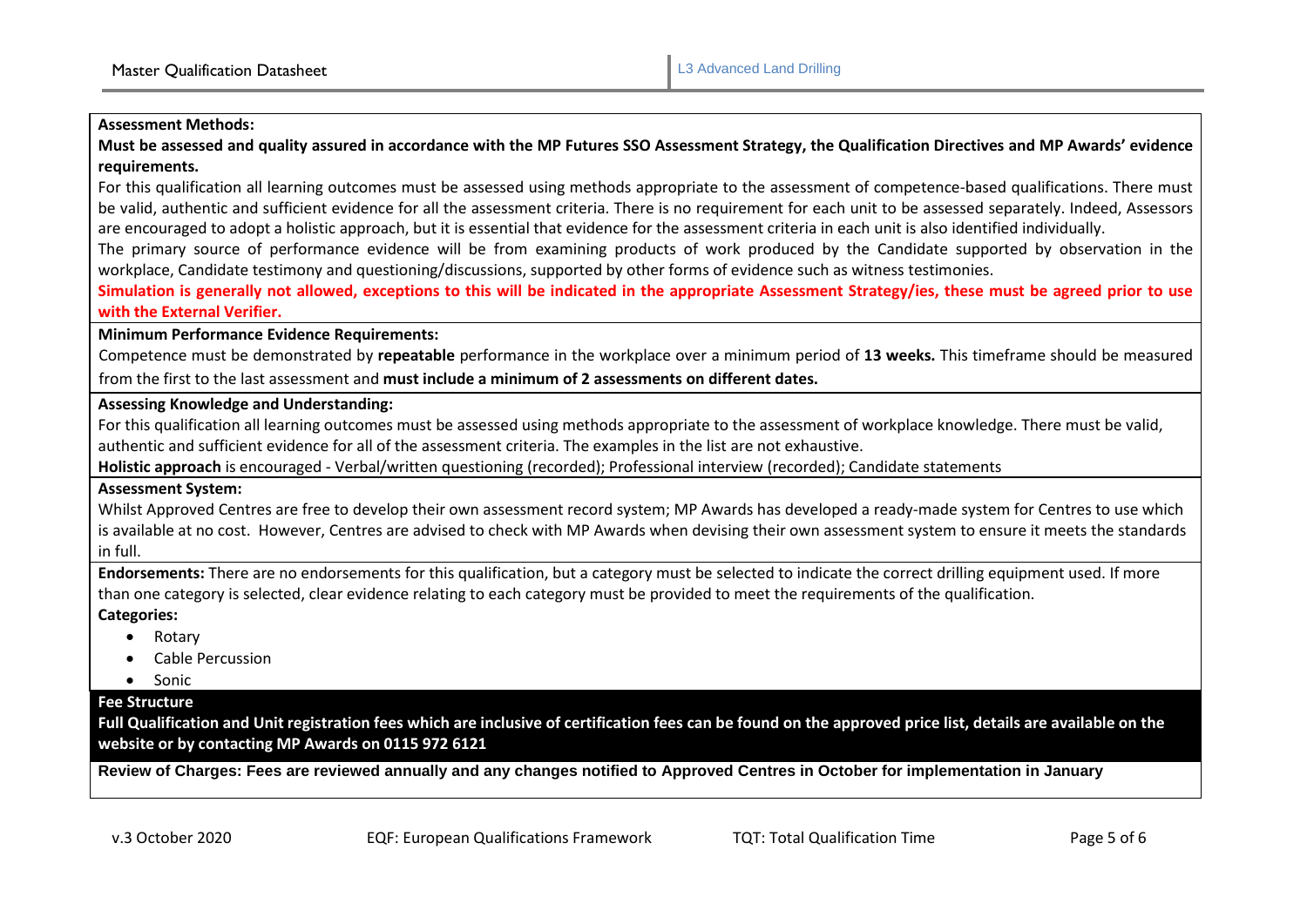**Assessment Methods:**

**Must be assessed and quality assured in accordance with the MP Futures SSO Assessment Strategy, the Qualification Directives and MP Awards' evidence requirements.**

For this qualification all learning outcomes must be assessed using methods appropriate to the assessment of competence-based qualifications. There must be valid, authentic and sufficient evidence for all the assessment criteria. There is no requirement for each unit to be assessed separately. Indeed, Assessors are encouraged to adopt a holistic approach, but it is essential that evidence for the assessment criteria in each unit is also identified individually.

The primary source of performance evidence will be from examining products of work produced by the Candidate supported by observation in the workplace, Candidate testimony and questioning/discussions, supported by other forms of evidence such as witness testimonies.

**Simulation is generally not allowed, exceptions to this will be indicated in the appropriate Assessment Strategy/ies, these must be agreed prior to use with the External Verifier.**

**Minimum Performance Evidence Requirements:**

Competence must be demonstrated by **repeatable** performance in the workplace over a minimum period of **13 weeks.** This timeframe should be measured from the first to the last assessment and **must include a minimum of 2 assessments on different dates.**

**Assessing Knowledge and Understanding:**

For this qualification all learning outcomes must be assessed using methods appropriate to the assessment of workplace knowledge. There must be valid, authentic and sufficient evidence for all of the assessment criteria. The examples in the list are not exhaustive.

**Holistic approach** is encouraged - Verbal/written questioning (recorded); Professional interview (recorded); Candidate statements

**Assessment System:**

Whilst Approved Centres are free to develop their own assessment record system; MP Awards has developed a ready-made system for Centres to use which is available at no cost. However, Centres are advised to check with MP Awards when devising their own assessment system to ensure it meets the standards in full.

**Endorsements:** There are no endorsements for this qualification, but a category must be selected to indicate the correct drilling equipment used. If more than one category is selected, clear evidence relating to each category must be provided to meet the requirements of the qualification.

**Categories:**

- Rotary
- Cable Percussion
- Sonic

**Fee Structure**

**Full Qualification and Unit registration fees which are inclusive of certification fees can be found on the approved price list, details are available on the website or by contacting MP Awards on 0115 972 6121**

**Review of Charges: Fees are reviewed annually and any changes notified to Approved Centres in October for implementation in January**

EQF: European Qualifications Framework TQT: Total Qualification Time